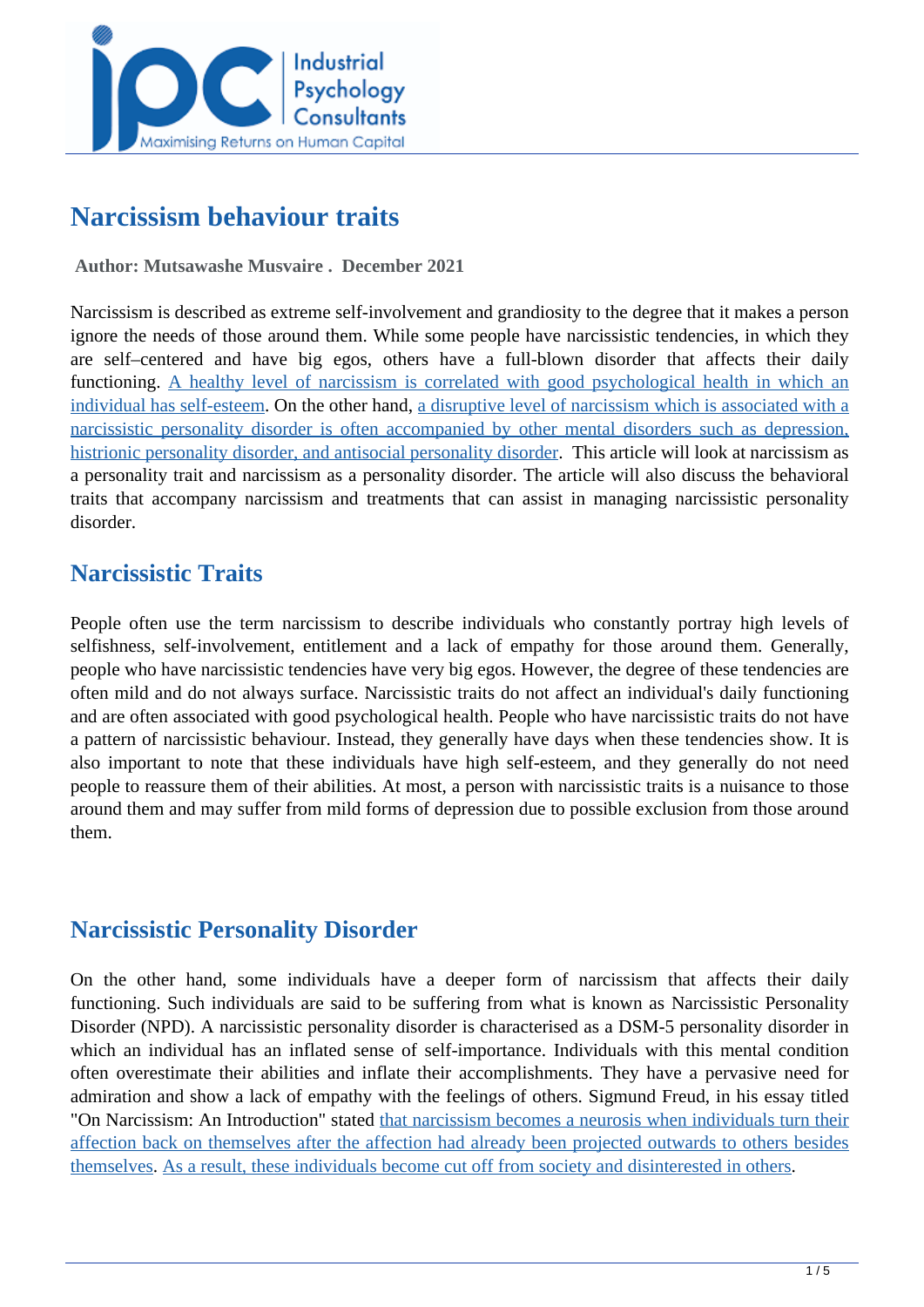# Narcissism behaviour traits

**Author: Mutsawashe Musvaire . December 2021**

Narcissism is described as extreme self-involvement and grandiosity to the degree that it makes a person ignore the needs of those around them. While some people have narcissistic tendencies, in which they are self–centered and have big egos, others have a full-blown disorder that affects their daily functioning. A healthy level of narcissism is correlated with good psychological health in which an individual has self-esteem. On the other hand, a disruptive level of narcissism which is associated with a narcissistic personality disorder is often accompanied by other mental disorders such as depression, histrionic personality disorder, and antisocial personality disorder. This article will look at narcissism as a personality trait and narcissism as a personality disorder. The article will also discuss the behavioral traits that accompany narcissism and treatments that can assist in managing narcissistic personality disorder.

## Narcissistic Traits

People often use the term narcissism to describe individuals who constantly portray high levels of selfishness, self-involvement, entitlement and a lack of empathy for those around them. Generally, people who have narcissistic tendencies have very big egos. However, the degree of these tendencies are often mild and do not always surface. Narcissistic traits do not affect an individual's daily functioning and are often associated with good psychological health. People who have narcissistic traits do not have a pattern of narcissistic behaviour. Instead, they generally have days when these tendencies show. It is also important to note that these individuals have high self-esteem, and they generally do not need people to reassure them of their abilities. At most, a person with narcissistic traits is a nuisance to those around them and may suffer from mild forms of depression due to possible exclusion from those around them.

## Narcissistic Personality Disorder

On the other hand, some individuals have a deeper form of narcissism that affects their daily functioning. Such individuals are said to be suffering from what is known as Narcissistic Personality Disorder (NPD). A narcissistic personality disorder is characterised as a DSM-5 personality disorder in which an individual has an inflated sense of self-importance. Individuals with this mental condition often overestimate their abilities and inflate their accomplishments. They have a pervasive need for admiration and show a lack of empathy with the feelings of others. Sigmund Freud, in his essay titled "On Narcissism: An Introduction" stated that narcissism becomes a neurosis when individuals turn their affection back on themselves after the affection had already been projected outwards to others besides themselves. As a result, these individuals become cut off from society and disinterested in others.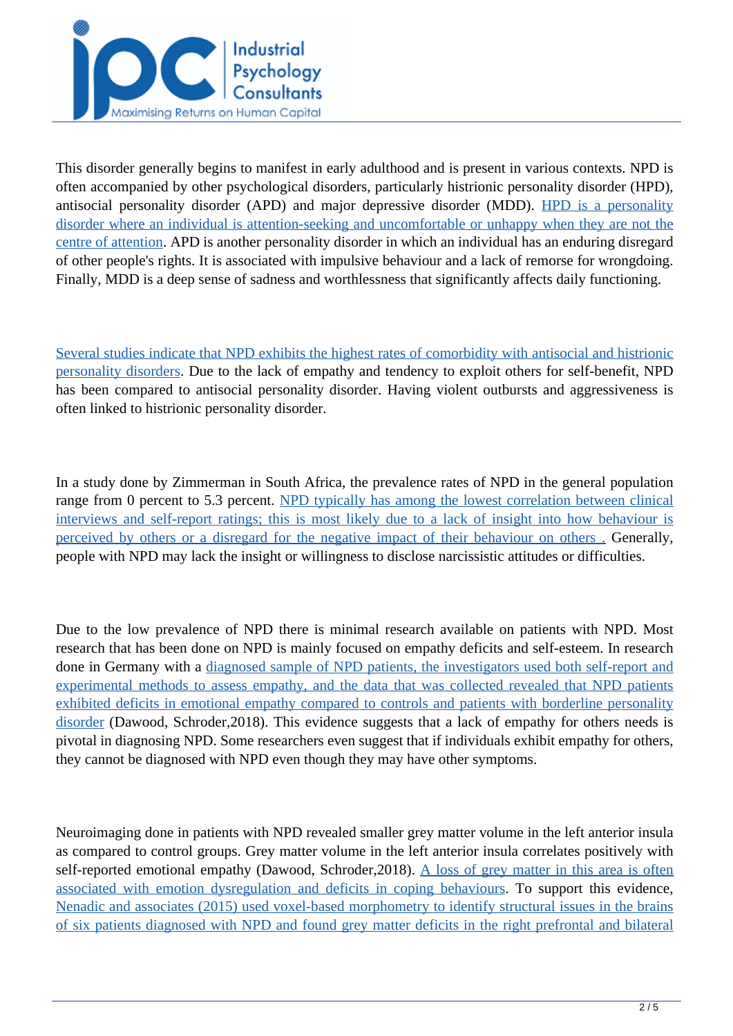This disorder generally begins to manifest in early adulthood and is present in various contexts. NPD is often accompanied by other psychological disorders, particularly histrionic personality disorder (HPD), antisocial personality disorder (APD) and major depressive disorder (MDD). HPD is a personality disorder where an individual is attention-seeking and uncomfortable or unhappy when they are not the centre of attention. APD is another personality disorder in which an individual has an enduring disregard of other people's rights. It is associated with impulsive behaviour and a lack of remorse for wrongdoing. Finally, MDD is a deep sense of sadness and worthlessness that significantly affects daily functioning.

Several studies indicate that NPD exhibits the highest rates of comorbidity with antisocial and histrionic personality disorders. Due to the lack of empathy and tendency to exploit others for self-benefit, NPD has been compared to antisocial personality disorder. Having violent outbursts and aggressiveness is often linked to histrionic personality disorder.

In a study done by Zimmerman in South Africa, the prevalence rates of NPD in the general population range from 0 percent to 5.3 percent. NPD typically has among the lowest correlation between clinical interviews and self-report ratings; this is most likely due to a lack of insight into how behaviour is perceived by others or a disregard for the negative impact of their behaviour on others . Generally, people with NPD may lack the insight or willingness to disclose narcissistic attitudes or difficulties.

Due to the low prevalence of NPD there is minimal research available on patients with NPD. Most research that has been done on NPD is mainly focused on empathy deficits and self-esteem. In research done in Germany with a diagnosed sample of NPD patients, the investigators used both self-report and experimental methods to assess empathy, and the data that was collected revealed that NPD patients exhibited deficits in emotional empathy compared to controls and patients with borderline personality disorder (Dawood, Schroder,2018). This evidence suggests that a lack of empathy for others needs is pivotal in diagnosing NPD. Some researchers even suggest that if individuals exhibit empathy for others, they cannot be diagnosed with NPD even though they may have other symptoms.

Neuroimaging done in patients with NPD revealed smaller grey matter volume in the left anterior insula as compared to control groups. Grey matter volume in the left anterior insula correlates positively with self-reported emotional empathy (Dawood, Schroder,2018). A loss of grey matter in this area is often associated with emotion dysregulation and deficits in coping behaviours. To support this evidence, Nenadic and associates (2015) used voxel-based morphometry to identify structural issues in the brains of six patients diagnosed with NPD and found grey matter deficits in the right prefrontal and bilateral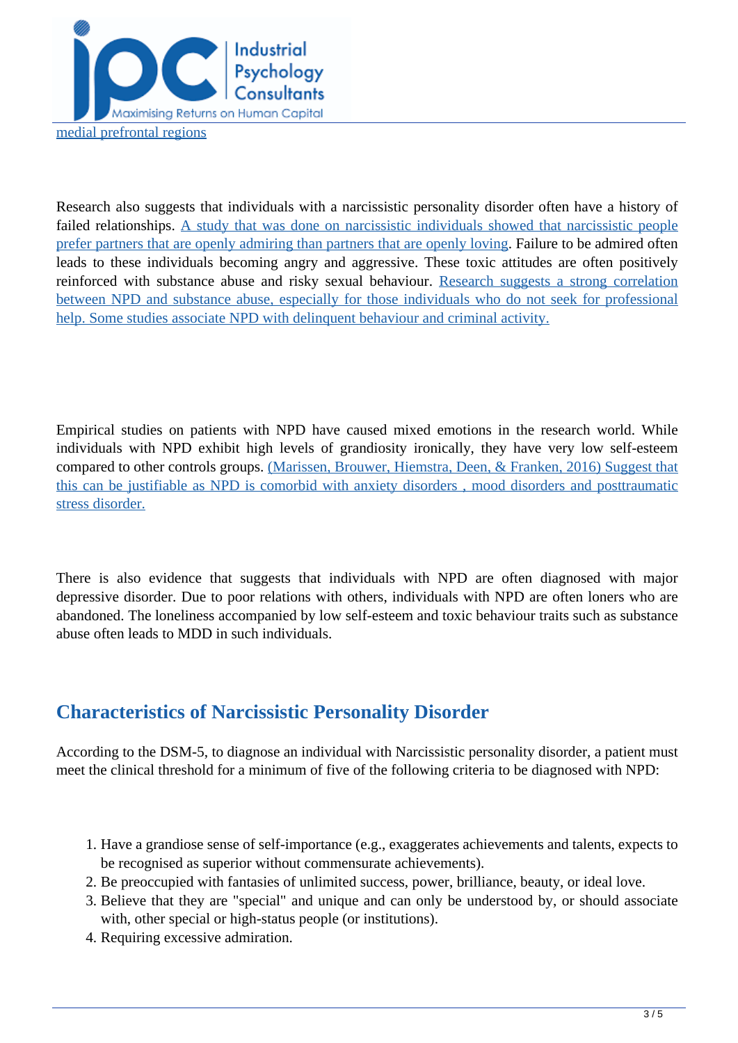medial prefrontal regions

Research also suggests that individuals with a narcissistic personality disorder often have a history of failed relationships. A study that was done on narcissistic individuals showed that narcissistic people prefer partners that are openly admiring than partners that are openly loving. Failure to be admired often leads to these individuals becoming angry and aggressive. These toxic attitudes are often positively reinforced with substance abuse and risky sexual behaviour. Research suggests a strong correlation between NPD and substance abuse, especially for those individuals who do not seek for professional help. Some studies associate NPD with delinquent behaviour and criminal activity.

Empirical studies on patients with NPD have caused mixed emotions in the research world. While individuals with NPD exhibit high levels of grandiosity ironically, they have very low self-esteem compared to other controls groups. (Marissen, Brouwer, Hiemstra, Deen, & Franken, 2016) Suggest that this can be justifiable as NPD is comorbid with anxiety disorders , mood disorders and posttraumatic stress disorder.

There is also evidence that suggests that individuals with NPD are often diagnosed with major depressive disorder. Due to poor relations with others, individuals with NPD are often loners who are abandoned. The loneliness accompanied by low self-esteem and toxic behaviour traits such as substance abuse often leads to MDD in such individuals.

## Characteristics of Narcissistic Personality Disorder

According to the DSM-5, to diagnose an individual with Narcissistic personality disorder, a patient must meet the clinical threshold for a minimum of five of the following criteria to be diagnosed with NPD:

1. Have a grandiose sense of self-importance (e.g., exaggerates achievements and talents, expects to be recognised as superior without commensurate achievements).
2. Be preoccupied with fantasies of unlimited success, power, brilliance, beauty, or ideal love.
3. Believe that they are "special" and unique and can only be understood by, or should associate with, other special or high-status people (or institutions).
4. Requiring excessive admiration.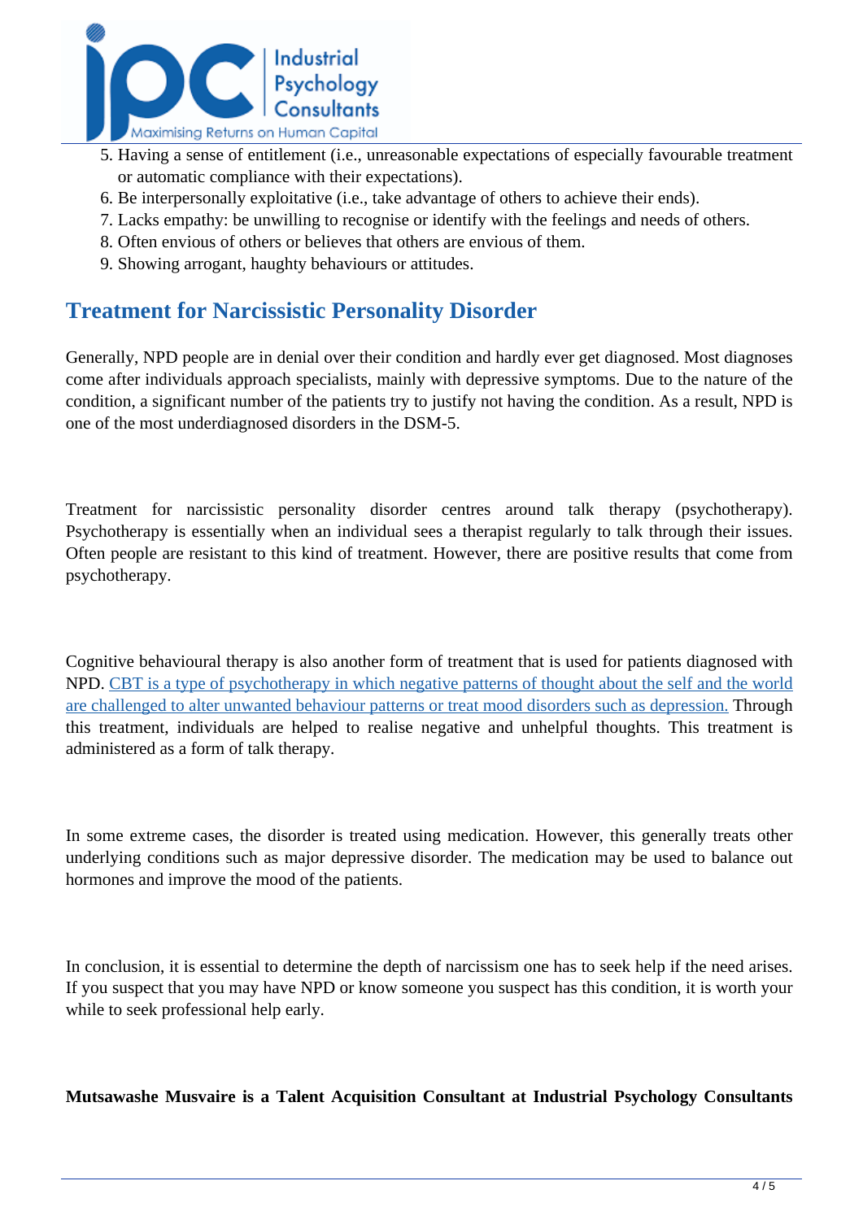5. Having a sense of entitlement (i.e., unreasonable expectations of especially favourable treatment or automatic compliance with their expectations).
6. Be interpersonally exploitative (i.e., take advantage of others to achieve their ends).
7. Lacks empathy: be unwilling to recognise or identify with the feelings and needs of others.
8. Often envious of others or believes that others are envious of them.
9. Showing arrogant, haughty behaviours or attitudes.

## Treatment for Narcissistic Personality Disorder

Generally, NPD people are in denial over their condition and hardly ever get diagnosed. Most diagnoses come after individuals approach specialists, mainly with depressive symptoms. Due to the nature of the condition, a significant number of the patients try to justify not having the condition. As a result, NPD is one of the most underdiagnosed disorders in the DSM-5.

Treatment for narcissistic personality disorder centres around talk therapy (psychotherapy). Psychotherapy is essentially when an individual sees a therapist regularly to talk through their issues. Often people are resistant to this kind of treatment. However, there are positive results that come from psychotherapy.

Cognitive behavioural therapy is also another form of treatment that is used for patients diagnosed with NPD. CBT is a type of psychotherapy in which negative patterns of thought about the self and the world are challenged to alter unwanted behaviour patterns or treat mood disorders such as depression. Through this treatment, individuals are helped to realise negative and unhelpful thoughts. This treatment is administered as a form of talk therapy.

In some extreme cases, the disorder is treated using medication. However, this generally treats other underlying conditions such as major depressive disorder. The medication may be used to balance out hormones and improve the mood of the patients.

In conclusion, it is essential to determine the depth of narcissism one has to seek help if the need arises. If you suspect that you may have NPD or know someone you suspect has this condition, it is worth your while to seek professional help early.

**Mutsawashe Musvaire is a Talent Acquisition Consultant at Industrial Psychology Consultants**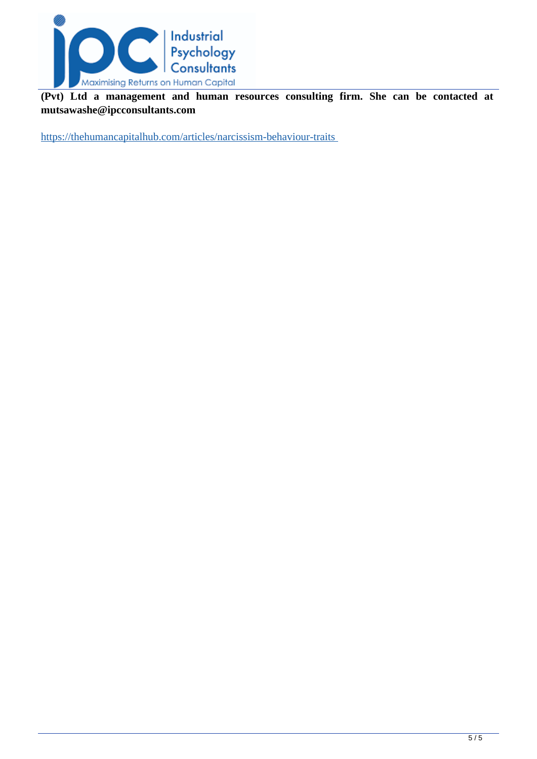**(Pvt) Ltd a management and human resources consulting firm. She can be contacted at mutsawashe@ipcconsultants.com**

https://thehumancapitalhub.com/articles/narcissism-behaviour-traits